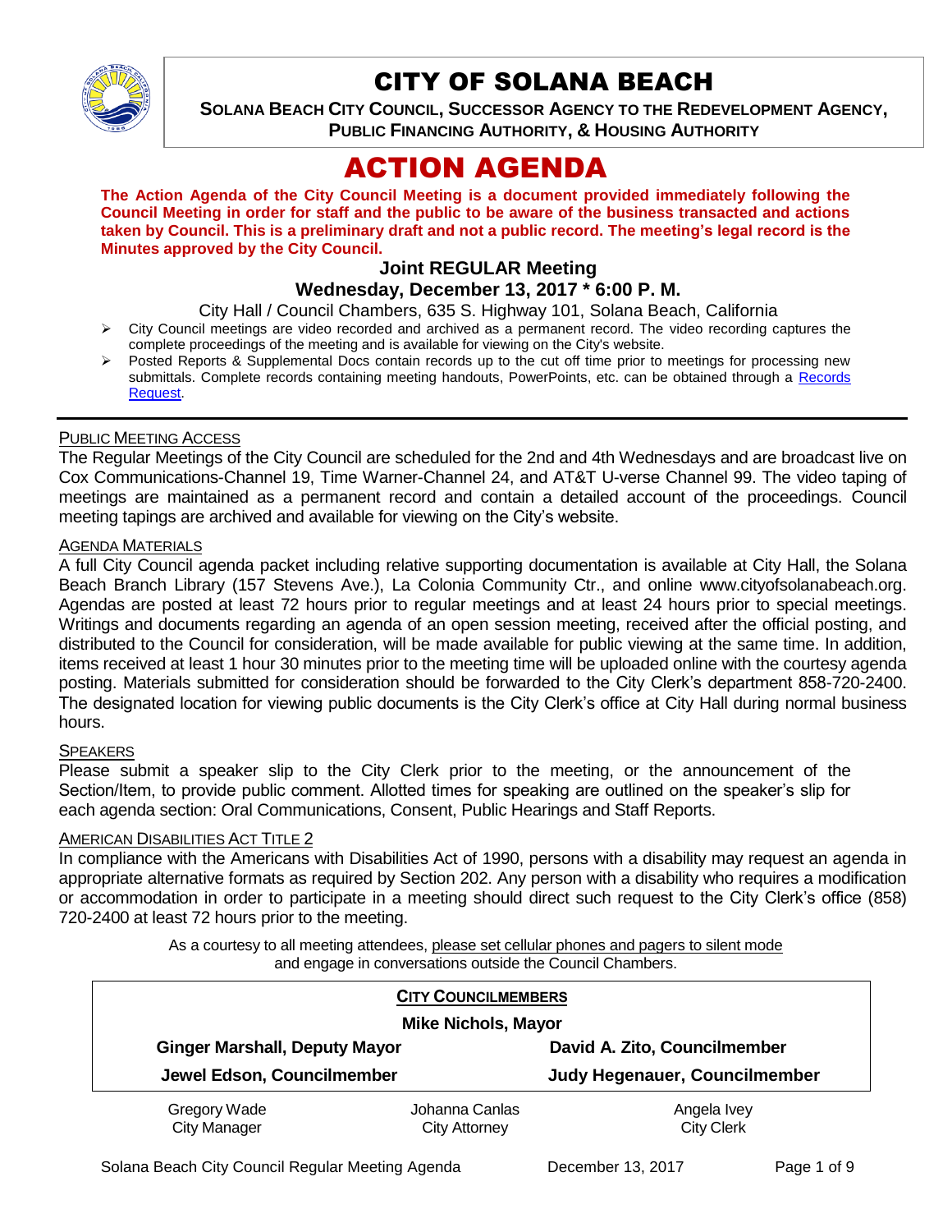# CITY OF SOLANA BEACH

**SOLANA BEACH CITY COUNCIL, SUCCESSOR AGENCY TO THE REDEVELOPMENT AGENCY, PUBLIC FINANCING AUTHORITY, & HOUSING AUTHORITY**

# ACTION AGENDA

**The Action Agenda of the City Council Meeting is a document provided immediately following the Council Meeting in order for staff and the public to be aware of the business transacted and actions taken by Council. This is a preliminary draft and not a public record. The meeting's legal record is the Minutes approved by the City Council.**

### Joint REGULAR Meeting
### Wednesday, December 13, 2017 * 6:00 P. M.

City Hall / Council Chambers, 635 S. Highway 101, Solana Beach, California

- City Council meetings are video recorded and archived as a permanent record. The video recording captures the complete proceedings of the meeting and is available for viewing on the City's website.
- Posted Reports & Supplemental Docs contain records up to the cut off time prior to meetings for processing new submittals. Complete records containing meeting handouts, PowerPoints, etc. can be obtained through a Records Request.

---

PUBLIC MEETING ACCESS

The Regular Meetings of the City Council are scheduled for the 2nd and 4th Wednesdays and are broadcast live on Cox Communications-Channel 19, Time Warner-Channel 24, and AT&T U-verse Channel 99. The video taping of meetings are maintained as a permanent record and contain a detailed account of the proceedings. Council meeting tapings are archived and available for viewing on the City's website.

AGENDA MATERIALS

A full City Council agenda packet including relative supporting documentation is available at City Hall, the Solana Beach Branch Library (157 Stevens Ave.), La Colonia Community Ctr., and online www.cityofsolanabeach.org. Agendas are posted at least 72 hours prior to regular meetings and at least 24 hours prior to special meetings. Writings and documents regarding an agenda of an open session meeting, received after the official posting, and distributed to the Council for consideration, will be made available for public viewing at the same time. In addition, items received at least 1 hour 30 minutes prior to the meeting time will be uploaded online with the courtesy agenda posting. Materials submitted for consideration should be forwarded to the City Clerk's department 858-720-2400. The designated location for viewing public documents is the City Clerk's office at City Hall during normal business hours.

SPEAKERS

Please submit a speaker slip to the City Clerk prior to the meeting, or the announcement of the Section/Item, to provide public comment. Allotted times for speaking are outlined on the speaker's slip for each agenda section: Oral Communications, Consent, Public Hearings and Staff Reports.

AMERICAN DISABILITIES ACT TITLE 2

In compliance with the Americans with Disabilities Act of 1990, persons with a disability may request an agenda in appropriate alternative formats as required by Section 202. Any person with a disability who requires a modification or accommodation in order to participate in a meeting should direct such request to the City Clerk's office (858) 720-2400 at least 72 hours prior to the meeting.

As a courtesy to all meeting attendees, please set cellular phones and pagers to silent mode and engage in conversations outside the Council Chambers.

**CITY COUNCILMEMBERS**

**Mike Nichols, Mayor**

| | |
|---|---|
| **Ginger Marshall, Deputy Mayor** | **David A. Zito, Councilmember** |
| **Jewel Edson, Councilmember** | **Judy Hegenauer, Councilmember** |

| Gregory Wade | Johanna Canlas | Angela Ivey |
|---|---|---|
| City Manager | City Attorney | City Clerk |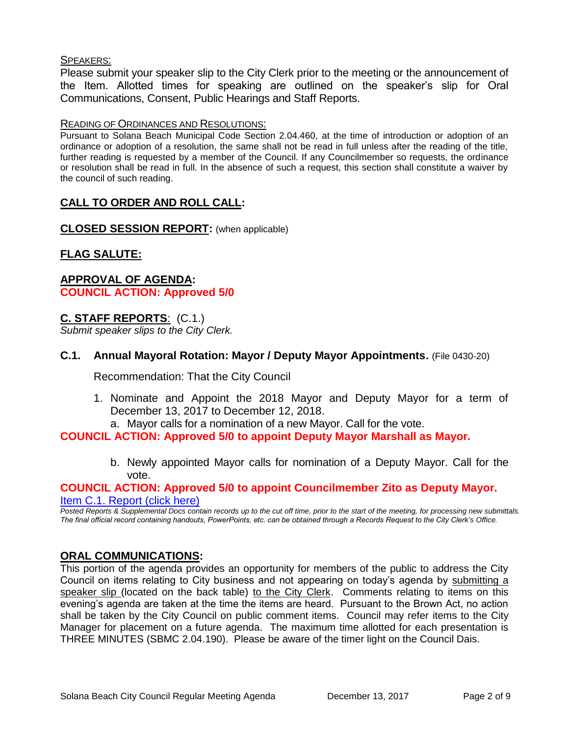SPEAKERS:

Please submit your speaker slip to the City Clerk prior to the meeting or the announcement of the Item. Allotted times for speaking are outlined on the speaker's slip for Oral Communications, Consent, Public Hearings and Staff Reports.

READING OF ORDINANCES AND RESOLUTIONS:

Pursuant to Solana Beach Municipal Code Section 2.04.460, at the time of introduction or adoption of an ordinance or adoption of a resolution, the same shall not be read in full unless after the reading of the title, further reading is requested by a member of the Council. If any Councilmember so requests, the ordinance or resolution shall be read in full. In the absence of such a request, this section shall constitute a waiver by the council of such reading.

## CALL TO ORDER AND ROLL CALL:

## CLOSED SESSION REPORT: (when applicable)

## FLAG SALUTE:

## APPROVAL OF AGENDA:

**COUNCIL ACTION: Approved 5/0**

## C. STAFF REPORTS: (C.1.)

*Submit speaker slips to the City Clerk.*

### C.1. Annual Mayoral Rotation: Mayor / Deputy Mayor Appointments. (File 0430-20)

Recommendation: That the City Council

1. Nominate and Appoint the 2018 Mayor and Deputy Mayor for a term of December 13, 2017 to December 12, 2018.
   a. Mayor calls for a nomination of a new Mayor. Call for the vote.

**COUNCIL ACTION: Approved 5/0 to appoint Deputy Mayor Marshall as Mayor.**

   b. Newly appointed Mayor calls for nomination of a Deputy Mayor. Call for the vote.

**COUNCIL ACTION: Approved 5/0 to appoint Councilmember Zito as Deputy Mayor.**

Item C.1. Report (click here)

*Posted Reports & Supplemental Docs contain records up to the cut off time, prior to the start of the meeting, for processing new submittals. The final official record containing handouts, PowerPoints, etc. can be obtained through a Records Request to the City Clerk's Office.*

## ORAL COMMUNICATIONS:

This portion of the agenda provides an opportunity for members of the public to address the City Council on items relating to City business and not appearing on today's agenda by submitting a speaker slip (located on the back table) to the City Clerk. Comments relating to items on this evening's agenda are taken at the time the items are heard. Pursuant to the Brown Act, no action shall be taken by the City Council on public comment items. Council may refer items to the City Manager for placement on a future agenda. The maximum time allotted for each presentation is THREE MINUTES (SBMC 2.04.190). Please be aware of the timer light on the Council Dais.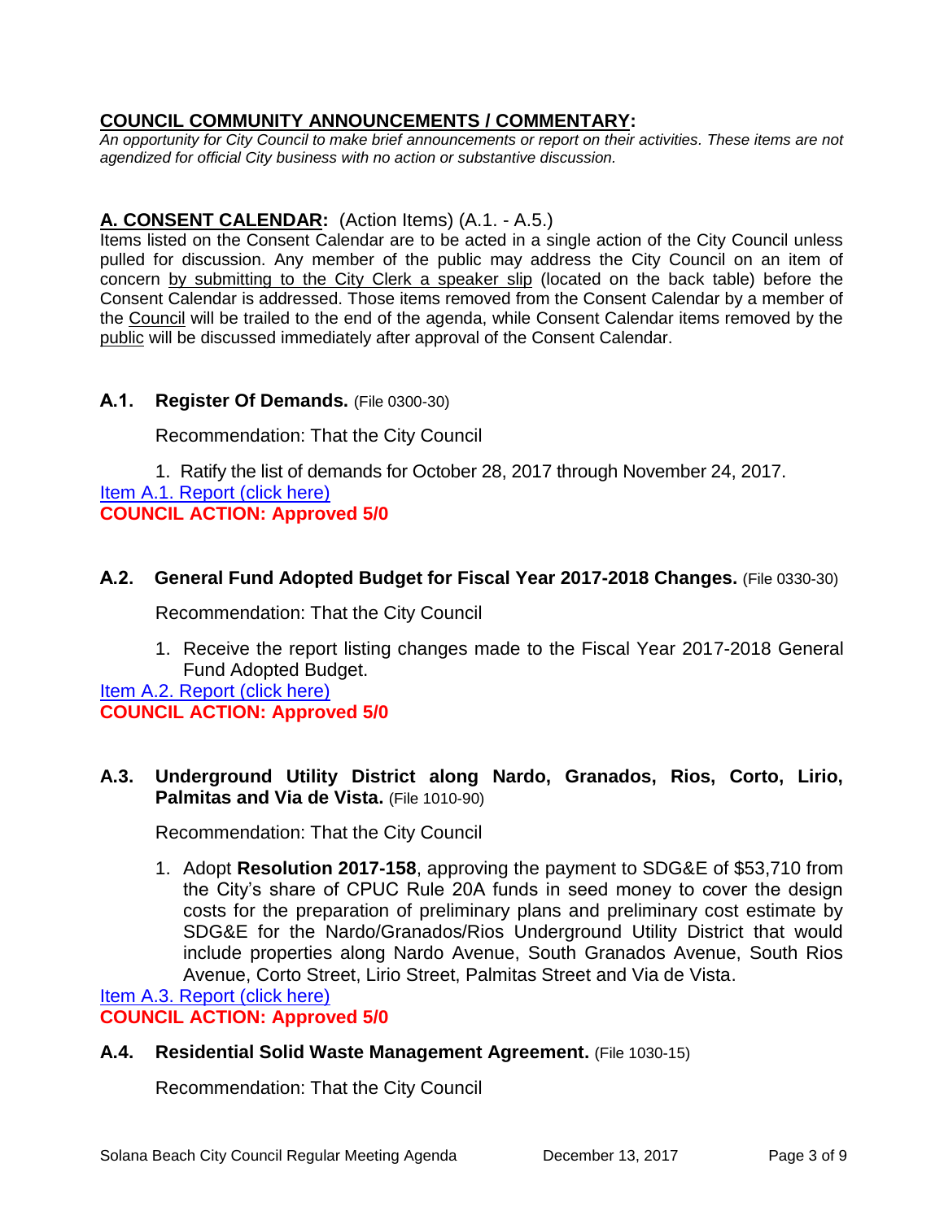## COUNCIL COMMUNITY ANNOUNCEMENTS / COMMENTARY:

*An opportunity for City Council to make brief announcements or report on their activities. These items are not agendized for official City business with no action or substantive discussion.*

## A. CONSENT CALENDAR: (Action Items) (A.1. - A.5.)

Items listed on the Consent Calendar are to be acted in a single action of the City Council unless pulled for discussion. Any member of the public may address the City Council on an item of concern by submitting to the City Clerk a speaker slip (located on the back table) before the Consent Calendar is addressed. Those items removed from the Consent Calendar by a member of the Council will be trailed to the end of the agenda, while Consent Calendar items removed by the public will be discussed immediately after approval of the Consent Calendar.

### A.1. Register Of Demands. (File 0300-30)

Recommendation: That the City Council

1. Ratify the list of demands for October 28, 2017 through November 24, 2017.

Item A.1. Report (click here)

**COUNCIL ACTION: Approved 5/0**

### A.2. General Fund Adopted Budget for Fiscal Year 2017-2018 Changes. (File 0330-30)

Recommendation: That the City Council

1. Receive the report listing changes made to the Fiscal Year 2017-2018 General Fund Adopted Budget.

Item A.2. Report (click here)

**COUNCIL ACTION: Approved 5/0**

### A.3. Underground Utility District along Nardo, Granados, Rios, Corto, Lirio, Palmitas and Via de Vista. (File 1010-90)

Recommendation: That the City Council

1. Adopt **Resolution 2017-158**, approving the payment to SDG&E of $53,710 from the City's share of CPUC Rule 20A funds in seed money to cover the design costs for the preparation of preliminary plans and preliminary cost estimate by SDG&E for the Nardo/Granados/Rios Underground Utility District that would include properties along Nardo Avenue, South Granados Avenue, South Rios Avenue, Corto Street, Lirio Street, Palmitas Street and Via de Vista.

Item A.3. Report (click here)

**COUNCIL ACTION: Approved 5/0**

### A.4. Residential Solid Waste Management Agreement. (File 1030-15)

Recommendation: That the City Council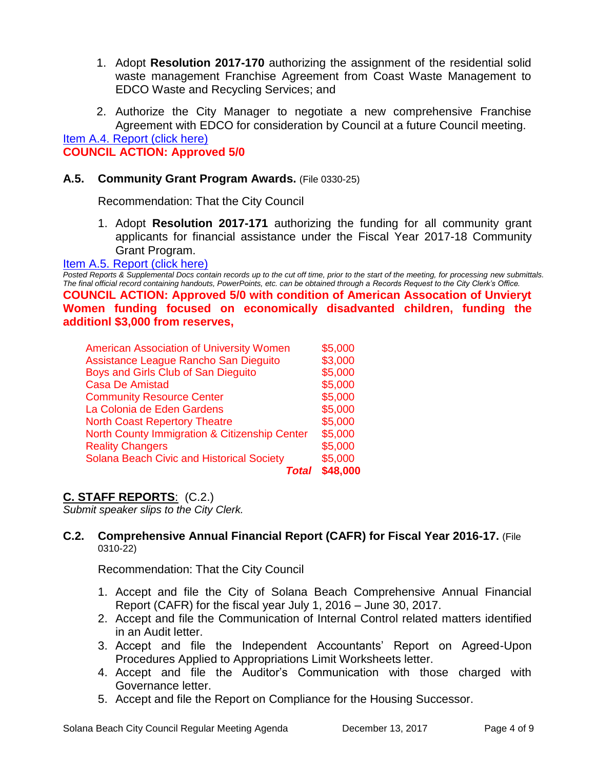1. Adopt **Resolution 2017-170** authorizing the assignment of the residential solid waste management Franchise Agreement from Coast Waste Management to EDCO Waste and Recycling Services; and
2. Authorize the City Manager to negotiate a new comprehensive Franchise Agreement with EDCO for consideration by Council at a future Council meeting.

Item A.4. Report (click here)

**COUNCIL ACTION: Approved 5/0**

### A.5. Community Grant Program Awards. (File 0330-25)

Recommendation: That the City Council

1. Adopt **Resolution 2017-171** authorizing the funding for all community grant applicants for financial assistance under the Fiscal Year 2017-18 Community Grant Program.

Item A.5. Report (click here)

*Posted Reports & Supplemental Docs contain records up to the cut off time, prior to the start of the meeting, for processing new submittals. The final official record containing handouts, PowerPoints, etc. can be obtained through a Records Request to the City Clerk's Office.*

**COUNCIL ACTION: Approved 5/0 with condition of American Assocation of Unvieryt Women funding focused on economically disadvanted children, funding the additionl $3,000 from reserves,**

| | |
|---|---|
| American Association of University Women | $5,000 |
| Assistance League Rancho San Dieguito | $3,000 |
| Boys and Girls Club of San Dieguito | $5,000 |
| Casa De Amistad | $5,000 |
| Community Resource Center | $5,000 |
| La Colonia de Eden Gardens | $5,000 |
| North Coast Repertory Theatre | $5,000 |
| North County Immigration & Citizenship Center | $5,000 |
| Reality Changers | $5,000 |
| Solana Beach Civic and Historical Society | $5,000 |
| ***Total*** | **$48,000** |

## C. STAFF REPORTS: (C.2.)

*Submit speaker slips to the City Clerk.*

### C.2. Comprehensive Annual Financial Report (CAFR) for Fiscal Year 2016-17. (File 0310-22)

Recommendation: That the City Council

1. Accept and file the City of Solana Beach Comprehensive Annual Financial Report (CAFR) for the fiscal year July 1, 2016 – June 30, 2017.
2. Accept and file the Communication of Internal Control related matters identified in an Audit letter.
3. Accept and file the Independent Accountants' Report on Agreed-Upon Procedures Applied to Appropriations Limit Worksheets letter.
4. Accept and file the Auditor's Communication with those charged with Governance letter.
5. Accept and file the Report on Compliance for the Housing Successor.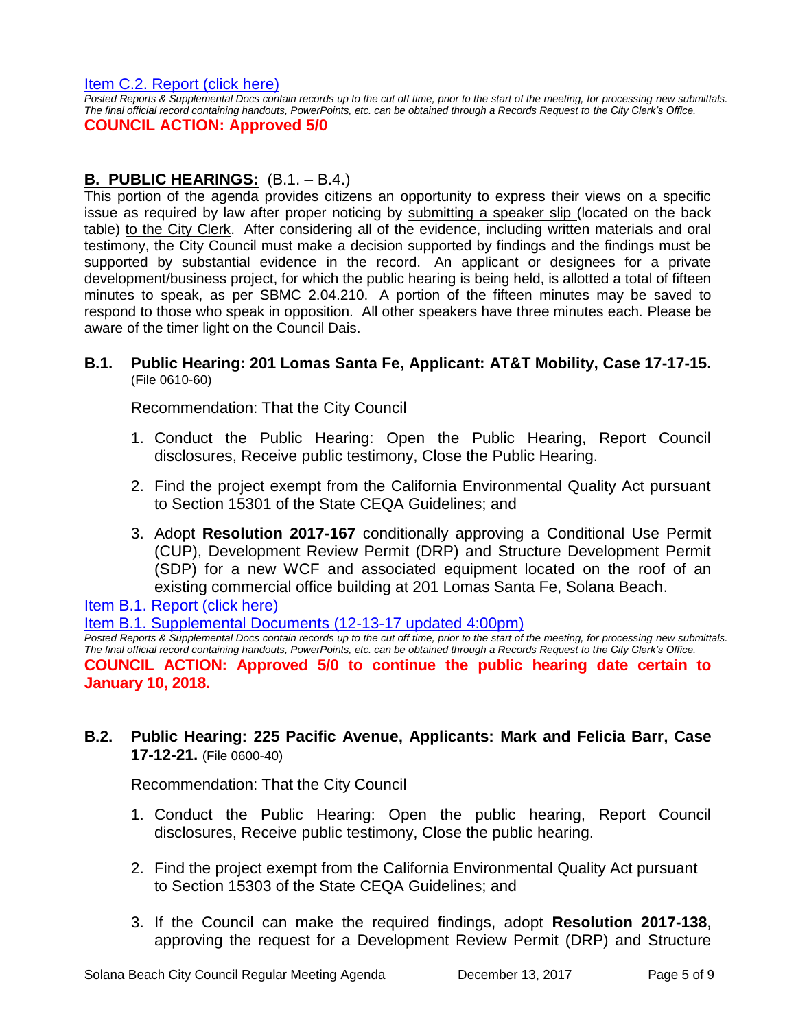[Item C.2. Report (click here)](#)

*Posted Reports & Supplemental Docs contain records up to the cut off time, prior to the start of the meeting, for processing new submittals. The final official record containing handouts, PowerPoints, etc. can be obtained through a Records Request to the City Clerk's Office.*

**COUNCIL ACTION: Approved 5/0**

## B. PUBLIC HEARINGS: (B.1. – B.4.)

This portion of the agenda provides citizens an opportunity to express their views on a specific issue as required by law after proper noticing by submitting a speaker slip (located on the back table) to the City Clerk. After considering all of the evidence, including written materials and oral testimony, the City Council must make a decision supported by findings and the findings must be supported by substantial evidence in the record. An applicant or designees for a private development/business project, for which the public hearing is being held, is allotted a total of fifteen minutes to speak, as per SBMC 2.04.210. A portion of the fifteen minutes may be saved to respond to those who speak in opposition. All other speakers have three minutes each. Please be aware of the timer light on the Council Dais.

### B.1. Public Hearing: 201 Lomas Santa Fe, Applicant: AT&T Mobility, Case 17-17-15. (File 0610-60)

Recommendation: That the City Council

1. Conduct the Public Hearing: Open the Public Hearing, Report Council disclosures, Receive public testimony, Close the Public Hearing.
2. Find the project exempt from the California Environmental Quality Act pursuant to Section 15301 of the State CEQA Guidelines; and
3. Adopt **Resolution 2017-167** conditionally approving a Conditional Use Permit (CUP), Development Review Permit (DRP) and Structure Development Permit (SDP) for a new WCF and associated equipment located on the roof of an existing commercial office building at 201 Lomas Santa Fe, Solana Beach.

[Item B.1. Report (click here)](#)

[Item B.1. Supplemental Documents (12-13-17 updated 4:00pm)](#)

*Posted Reports & Supplemental Docs contain records up to the cut off time, prior to the start of the meeting, for processing new submittals. The final official record containing handouts, PowerPoints, etc. can be obtained through a Records Request to the City Clerk's Office.*

**COUNCIL ACTION: Approved 5/0 to continue the public hearing date certain to January 10, 2018.**

### B.2. Public Hearing: 225 Pacific Avenue, Applicants: Mark and Felicia Barr, Case 17-12-21. (File 0600-40)

Recommendation: That the City Council

1. Conduct the Public Hearing: Open the public hearing, Report Council disclosures, Receive public testimony, Close the public hearing.
2. Find the project exempt from the California Environmental Quality Act pursuant to Section 15303 of the State CEQA Guidelines; and
3. If the Council can make the required findings, adopt **Resolution 2017-138**, approving the request for a Development Review Permit (DRP) and Structure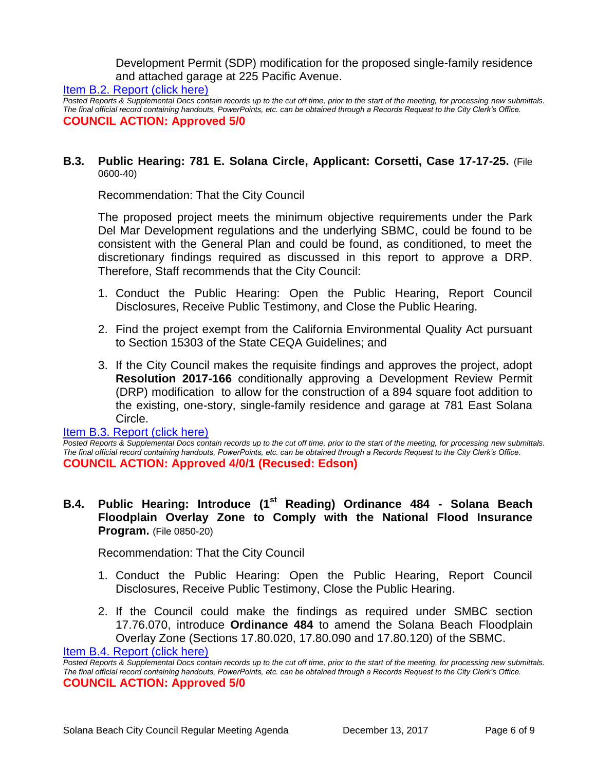Development Permit (SDP) modification for the proposed single-family residence and attached garage at 225 Pacific Avenue.

[Item B.2. Report (click here)]

*Posted Reports & Supplemental Docs contain records up to the cut off time, prior to the start of the meeting, for processing new submittals. The final official record containing handouts, PowerPoints, etc. can be obtained through a Records Request to the City Clerk's Office.*

**COUNCIL ACTION: Approved 5/0**

**B.3. Public Hearing: 781 E. Solana Circle, Applicant: Corsetti, Case 17-17-25.** (File 0600-40)

Recommendation: That the City Council

The proposed project meets the minimum objective requirements under the Park Del Mar Development regulations and the underlying SBMC, could be found to be consistent with the General Plan and could be found, as conditioned, to meet the discretionary findings required as discussed in this report to approve a DRP. Therefore, Staff recommends that the City Council:

1. Conduct the Public Hearing: Open the Public Hearing, Report Council Disclosures, Receive Public Testimony, and Close the Public Hearing.
2. Find the project exempt from the California Environmental Quality Act pursuant to Section 15303 of the State CEQA Guidelines; and
3. If the City Council makes the requisite findings and approves the project, adopt **Resolution 2017-166** conditionally approving a Development Review Permit (DRP) modification to allow for the construction of a 894 square foot addition to the existing, one-story, single-family residence and garage at 781 East Solana Circle.

[Item B.3. Report (click here)]

*Posted Reports & Supplemental Docs contain records up to the cut off time, prior to the start of the meeting, for processing new submittals. The final official record containing handouts, PowerPoints, etc. can be obtained through a Records Request to the City Clerk's Office.*

**COUNCIL ACTION: Approved 4/0/1 (Recused: Edson)**

**B.4. Public Hearing: Introduce (1st Reading) Ordinance 484 - Solana Beach Floodplain Overlay Zone to Comply with the National Flood Insurance Program.** (File 0850-20)

Recommendation: That the City Council

1. Conduct the Public Hearing: Open the Public Hearing, Report Council Disclosures, Receive Public Testimony, Close the Public Hearing.
2. If the Council could make the findings as required under SMBC section 17.76.070, introduce **Ordinance 484** to amend the Solana Beach Floodplain Overlay Zone (Sections 17.80.020, 17.80.090 and 17.80.120) of the SBMC.

[Item B.4. Report (click here)]

*Posted Reports & Supplemental Docs contain records up to the cut off time, prior to the start of the meeting, for processing new submittals. The final official record containing handouts, PowerPoints, etc. can be obtained through a Records Request to the City Clerk's Office.*

**COUNCIL ACTION: Approved 5/0**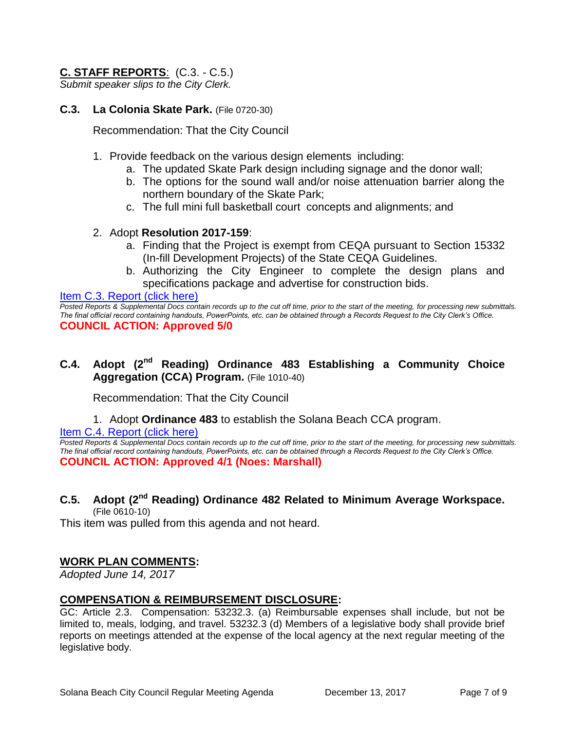## C. STAFF REPORTS: (C.3. - C.5.)

*Submit speaker slips to the City Clerk.*

### C.3. La Colonia Skate Park. (File 0720-30)

Recommendation: That the City Council

1. Provide feedback on the various design elements including:
   a. The updated Skate Park design including signage and the donor wall;
   b. The options for the sound wall and/or noise attenuation barrier along the northern boundary of the Skate Park;
   c. The full mini full basketball court concepts and alignments; and

2. Adopt **Resolution 2017-159**:
   a. Finding that the Project is exempt from CEQA pursuant to Section 15332 (In-fill Development Projects) of the State CEQA Guidelines.
   b. Authorizing the City Engineer to complete the design plans and specifications package and advertise for construction bids.

Item C.3. Report (click here)

*Posted Reports & Supplemental Docs contain records up to the cut off time, prior to the start of the meeting, for processing new submittals. The final official record containing handouts, PowerPoints, etc. can be obtained through a Records Request to the City Clerk's Office.*

**COUNCIL ACTION: Approved 5/0**

### C.4. Adopt (2nd Reading) Ordinance 483 Establishing a Community Choice Aggregation (CCA) Program. (File 1010-40)

Recommendation: That the City Council

1. Adopt **Ordinance 483** to establish the Solana Beach CCA program.

Item C.4. Report (click here)

*Posted Reports & Supplemental Docs contain records up to the cut off time, prior to the start of the meeting, for processing new submittals. The final official record containing handouts, PowerPoints, etc. can be obtained through a Records Request to the City Clerk's Office.*

**COUNCIL ACTION: Approved 4/1 (Noes: Marshall)**

### C.5. Adopt (2nd Reading) Ordinance 482 Related to Minimum Average Workspace. (File 0610-10)

This item was pulled from this agenda and not heard.

## WORK PLAN COMMENTS:

*Adopted June 14, 2017*

## COMPENSATION & REIMBURSEMENT DISCLOSURE:

GC: Article 2.3. Compensation: 53232.3. (a) Reimbursable expenses shall include, but not be limited to, meals, lodging, and travel. 53232.3 (d) Members of a legislative body shall provide brief reports on meetings attended at the expense of the local agency at the next regular meeting of the legislative body.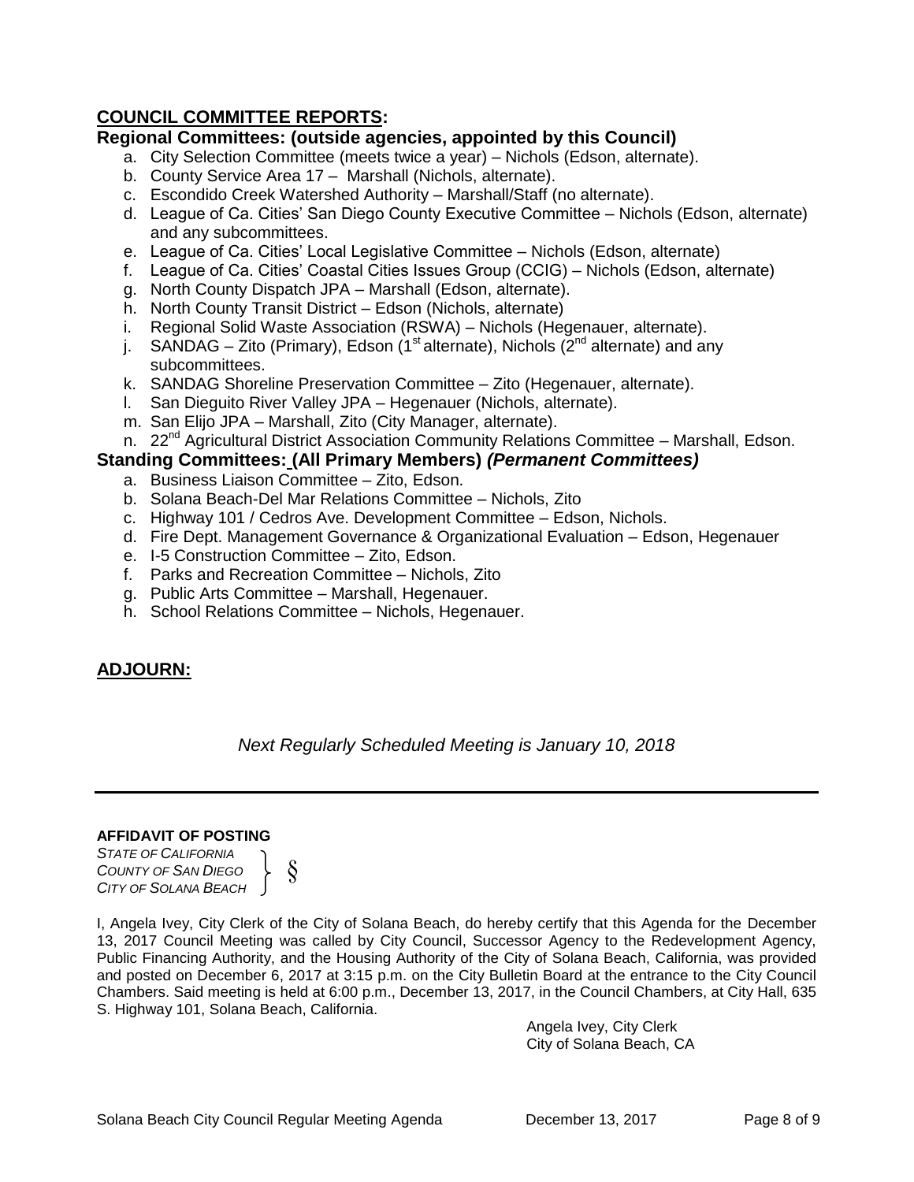## **COUNCIL COMMITTEE REPORTS:**

### **Regional Committees: (outside agencies, appointed by this Council)**

a. City Selection Committee (meets twice a year) – Nichols (Edson, alternate).
b. County Service Area 17 – Marshall (Nichols, alternate).
c. Escondido Creek Watershed Authority – Marshall/Staff (no alternate).
d. League of Ca. Cities' San Diego County Executive Committee – Nichols (Edson, alternate) and any subcommittees.
e. League of Ca. Cities' Local Legislative Committee – Nichols (Edson, alternate)
f. League of Ca. Cities' Coastal Cities Issues Group (CCIG) – Nichols (Edson, alternate)
g. North County Dispatch JPA – Marshall (Edson, alternate).
h. North County Transit District – Edson (Nichols, alternate)
i. Regional Solid Waste Association (RSWA) – Nichols (Hegenauer, alternate).
j. SANDAG – Zito (Primary), Edson (1st alternate), Nichols (2nd alternate) and any subcommittees.
k. SANDAG Shoreline Preservation Committee – Zito (Hegenauer, alternate).
l. San Dieguito River Valley JPA – Hegenauer (Nichols, alternate).
m. San Elijo JPA – Marshall, Zito (City Manager, alternate).
n. 22nd Agricultural District Association Community Relations Committee – Marshall, Edson.

### **Standing Committees: (All Primary Members)** ***(Permanent Committees)***

a. Business Liaison Committee – Zito, Edson.
b. Solana Beach-Del Mar Relations Committee – Nichols, Zito
c. Highway 101 / Cedros Ave. Development Committee – Edson, Nichols.
d. Fire Dept. Management Governance & Organizational Evaluation – Edson, Hegenauer
e. I-5 Construction Committee – Zito, Edson.
f. Parks and Recreation Committee – Nichols, Zito
g. Public Arts Committee – Marshall, Hegenauer.
h. School Relations Committee – Nichols, Hegenauer.

## **ADJOURN:**

*Next Regularly Scheduled Meeting is January 10, 2018*

---

**AFFIDAVIT OF POSTING**

*STATE OF CALIFORNIA*
*COUNTY OF SAN DIEGO* } §
*CITY OF SOLANA BEACH*

I, Angela Ivey, City Clerk of the City of Solana Beach, do hereby certify that this Agenda for the December 13, 2017 Council Meeting was called by City Council, Successor Agency to the Redevelopment Agency, Public Financing Authority, and the Housing Authority of the City of Solana Beach, California, was provided and posted on December 6, 2017 at 3:15 p.m. on the City Bulletin Board at the entrance to the City Council Chambers. Said meeting is held at 6:00 p.m., December 13, 2017, in the Council Chambers, at City Hall, 635 S. Highway 101, Solana Beach, California.

Angela Ivey, City Clerk
City of Solana Beach, CA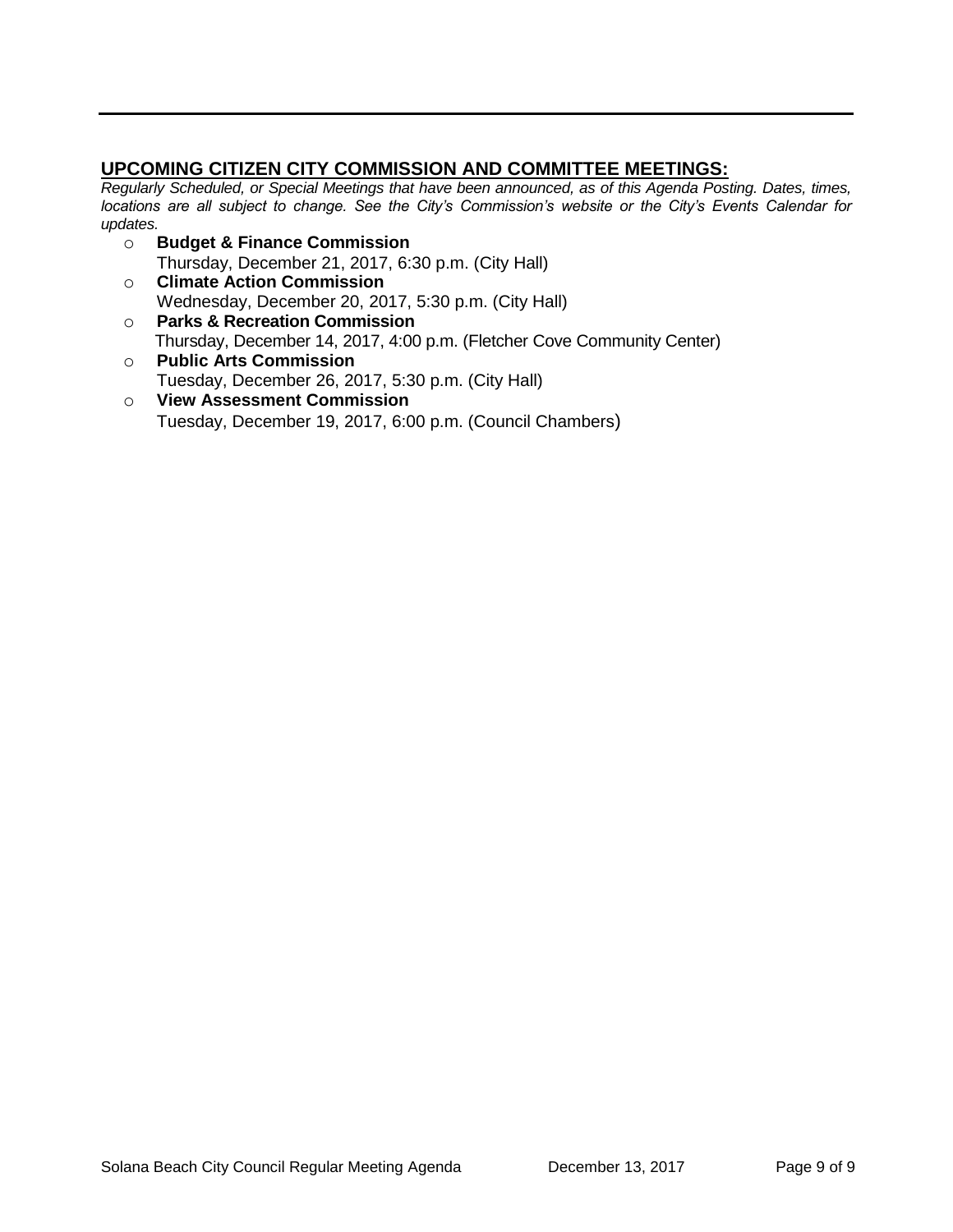## UPCOMING CITIZEN CITY COMMISSION AND COMMITTEE MEETINGS:

*Regularly Scheduled, or Special Meetings that have been announced, as of this Agenda Posting. Dates, times, locations are all subject to change. See the City's Commission's website or the City's Events Calendar for updates.*

- **Budget & Finance Commission**
  Thursday, December 21, 2017, 6:30 p.m. (City Hall)
- **Climate Action Commission**
  Wednesday, December 20, 2017, 5:30 p.m. (City Hall)
- **Parks & Recreation Commission**
  Thursday, December 14, 2017, 4:00 p.m. (Fletcher Cove Community Center)
- **Public Arts Commission**
  Tuesday, December 26, 2017, 5:30 p.m. (City Hall)
- **View Assessment Commission**
  Tuesday, December 19, 2017, 6:00 p.m. (Council Chambers)